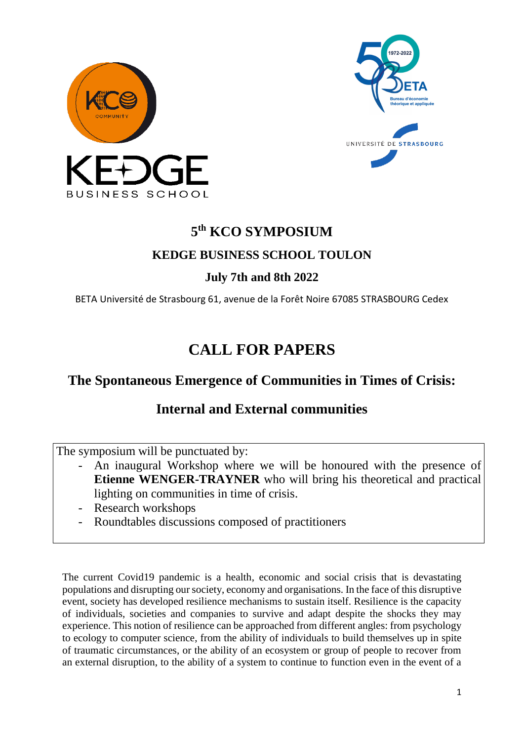# 5th KCO SYMPOSIUM

## KEDGE BUSINESS SCHOOL TOULON

## July 7th and 8th 2022

BETA Université de Strasbourg 61, avenue de la Forêt Noire 67085 STRASBOURG Cedex

# CALL FOR PAPERS

## The Spontaneous Emergence of Communities in Times of Crisis:

## Internal and External communities

The symposium will be punctuated by:

- An inaugural Workshop where we will be honoured with the presence of **Etienne WENGER-TRAYNER** who will bring his theoretical and practical lighting on communities in time of crisis.
- Research workshops
- Roundtables discussions composed of practitioners

The current Covid19 pandemic is a health, economic and social crisis that is devastating populations and disrupting our society, economy and organisations. In the face of this disruptive event, society has developed resilience mechanisms to sustain itself. Resilience is the capacity of individuals, societies and companies to survive and adapt despite the shocks they may experience. This notion of resilience can be approached from different angles: from psychology to ecology to computer science, from the ability of individuals to build themselves up in spite of traumatic circumstances, or the ability of an ecosystem or group of people to recover from an external disruption, to the ability of a system to continue to function even in the event of a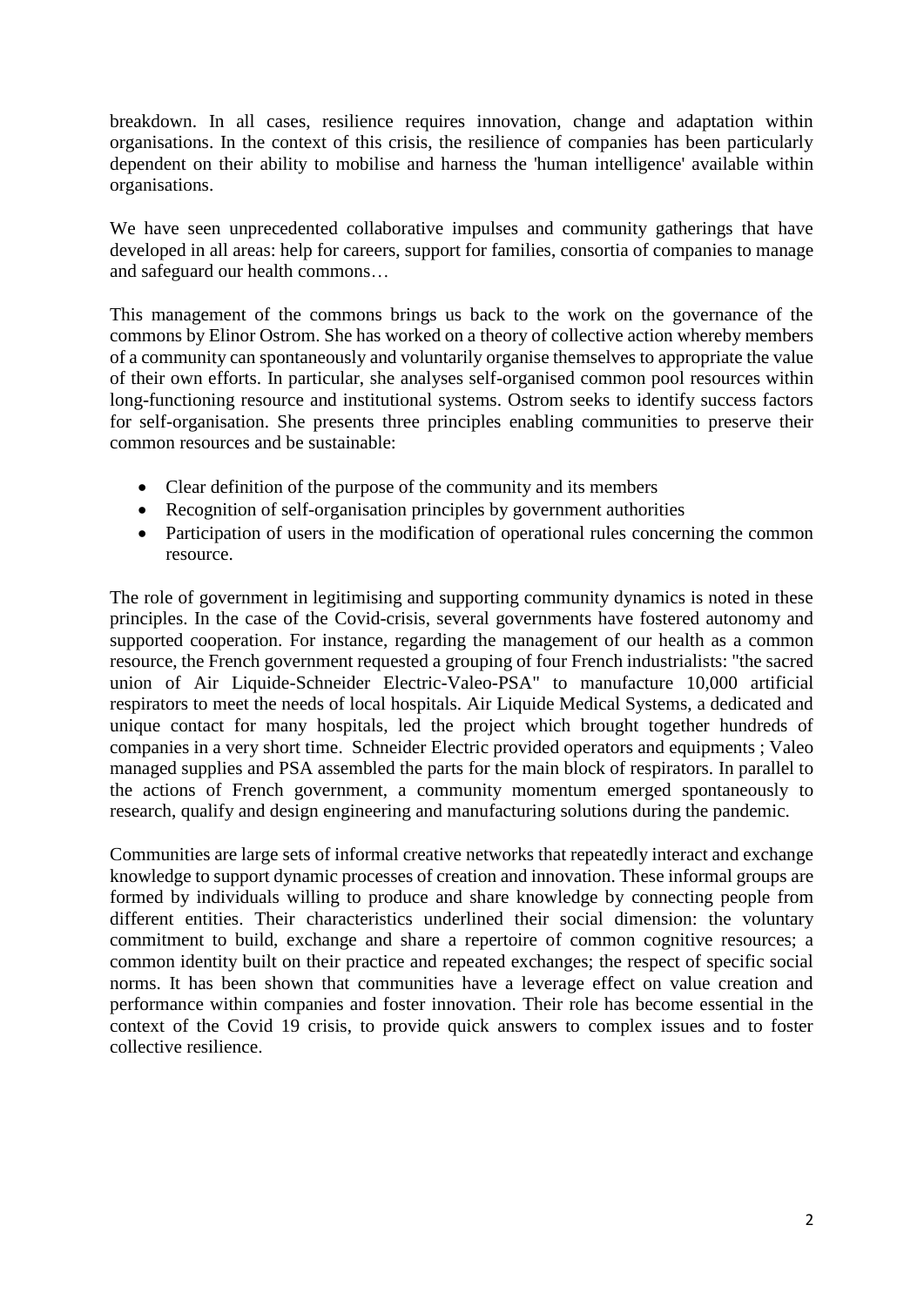breakdown. In all cases, resilience requires innovation, change and adaptation within organisations. In the context of this crisis, the resilience of companies has been particularly dependent on their ability to mobilise and harness the 'human intelligence' available within organisations.

We have seen unprecedented collaborative impulses and community gatherings that have developed in all areas: help for careers, support for families, consortia of companies to manage and safeguard our health commons…

This management of the commons brings us back to the work on the governance of the commons by Elinor Ostrom. She has worked on a theory of collective action whereby members of a community can spontaneously and voluntarily organise themselves to appropriate the value of their own efforts. In particular, she analyses self-organised common pool resources within long-functioning resource and institutional systems. Ostrom seeks to identify success factors for self-organisation. She presents three principles enabling communities to preserve their common resources and be sustainable:

- Clear definition of the purpose of the community and its members
- Recognition of self-organisation principles by government authorities
- Participation of users in the modification of operational rules concerning the common resource.

The role of government in legitimising and supporting community dynamics is noted in these principles. In the case of the Covid-crisis, several governments have fostered autonomy and supported cooperation. For instance, regarding the management of our health as a common resource, the French government requested a grouping of four French industrialists: "the sacred union of Air Liquide-Schneider Electric-Valeo-PSA" to manufacture 10,000 artificial respirators to meet the needs of local hospitals. Air Liquide Medical Systems, a dedicated and unique contact for many hospitals, led the project which brought together hundreds of companies in a very short time. Schneider Electric provided operators and equipments ; Valeo managed supplies and PSA assembled the parts for the main block of respirators. In parallel to the actions of French government, a community momentum emerged spontaneously to research, qualify and design engineering and manufacturing solutions during the pandemic.

Communities are large sets of informal creative networks that repeatedly interact and exchange knowledge to support dynamic processes of creation and innovation. These informal groups are formed by individuals willing to produce and share knowledge by connecting people from different entities. Their characteristics underlined their social dimension: the voluntary commitment to build, exchange and share a repertoire of common cognitive resources; a common identity built on their practice and repeated exchanges; the respect of specific social norms. It has been shown that communities have a leverage effect on value creation and performance within companies and foster innovation. Their role has become essential in the context of the Covid 19 crisis, to provide quick answers to complex issues and to foster collective resilience.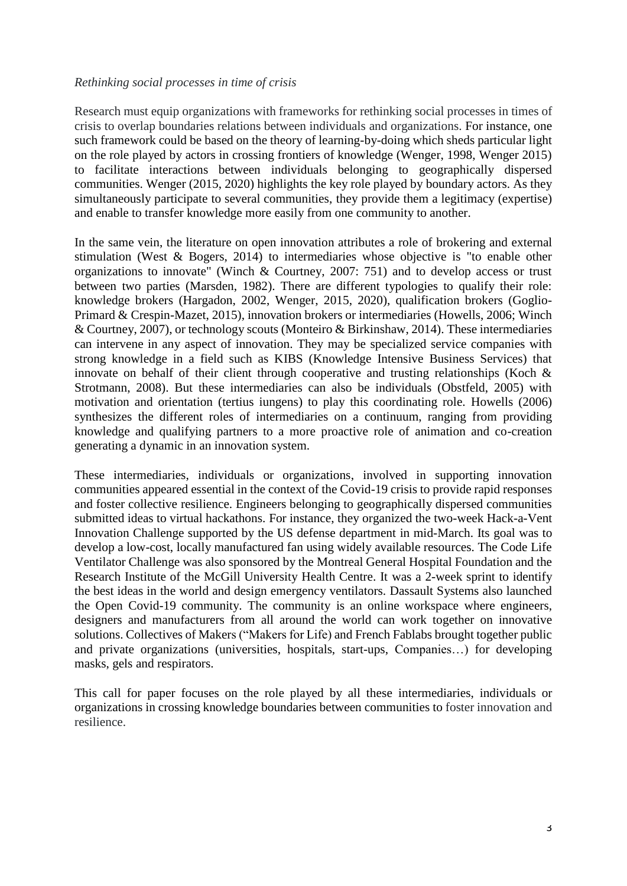*Rethinking social processes in time of crisis*

Research must equip organizations with frameworks for rethinking social processes in times of crisis to overlap boundaries relations between individuals and organizations. For instance, one such framework could be based on the theory of learning-by-doing which sheds particular light on the role played by actors in crossing frontiers of knowledge (Wenger, 1998, Wenger 2015) to facilitate interactions between individuals belonging to geographically dispersed communities. Wenger (2015, 2020) highlights the key role played by boundary actors. As they simultaneously participate to several communities, they provide them a legitimacy (expertise) and enable to transfer knowledge more easily from one community to another.

In the same vein, the literature on open innovation attributes a role of brokering and external stimulation (West & Bogers, 2014) to intermediaries whose objective is "to enable other organizations to innovate" (Winch & Courtney, 2007: 751) and to develop access or trust between two parties (Marsden, 1982). There are different typologies to qualify their role: knowledge brokers (Hargadon, 2002, Wenger, 2015, 2020), qualification brokers (Goglio-Primard & Crespin-Mazet, 2015), innovation brokers or intermediaries (Howells, 2006; Winch & Courtney, 2007), or technology scouts (Monteiro & Birkinshaw, 2014). These intermediaries can intervene in any aspect of innovation. They may be specialized service companies with strong knowledge in a field such as KIBS (Knowledge Intensive Business Services) that innovate on behalf of their client through cooperative and trusting relationships (Koch & Strotmann, 2008). But these intermediaries can also be individuals (Obstfeld, 2005) with motivation and orientation (tertius iungens) to play this coordinating role. Howells (2006) synthesizes the different roles of intermediaries on a continuum, ranging from providing knowledge and qualifying partners to a more proactive role of animation and co-creation generating a dynamic in an innovation system.

These intermediaries, individuals or organizations, involved in supporting innovation communities appeared essential in the context of the Covid-19 crisis to provide rapid responses and foster collective resilience. Engineers belonging to geographically dispersed communities submitted ideas to virtual hackathons. For instance, they organized the two-week Hack-a-Vent Innovation Challenge supported by the US defense department in mid-March. Its goal was to develop a low-cost, locally manufactured fan using widely available resources. The Code Life Ventilator Challenge was also sponsored by the Montreal General Hospital Foundation and the Research Institute of the McGill University Health Centre. It was a 2-week sprint to identify the best ideas in the world and design emergency ventilators. Dassault Systems also launched the Open Covid-19 community. The community is an online workspace where engineers, designers and manufacturers from all around the world can work together on innovative solutions. Collectives of Makers ("Makers for Life) and French Fablabs brought together public and private organizations (universities, hospitals, start-ups, Companies…) for developing masks, gels and respirators.

This call for paper focuses on the role played by all these intermediaries, individuals or organizations in crossing knowledge boundaries between communities to foster innovation and resilience.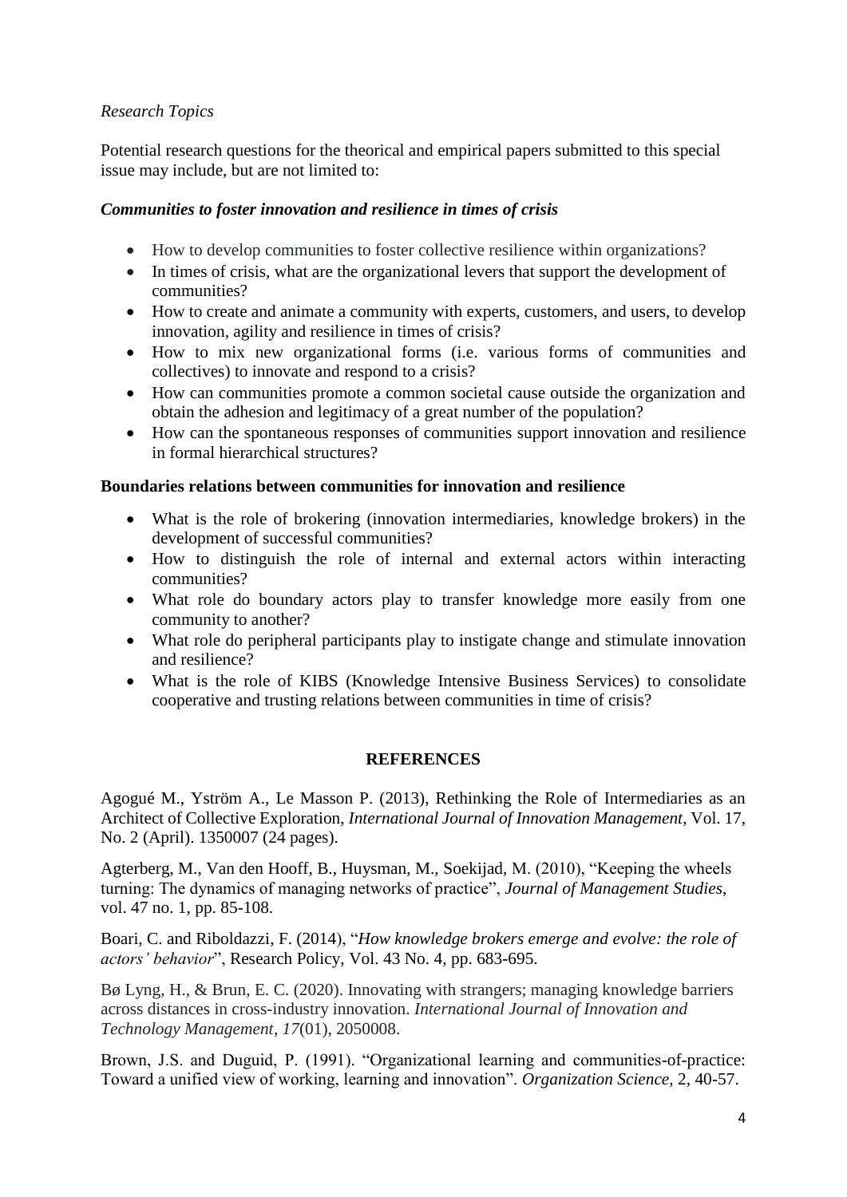*Research Topics*

Potential research questions for the theorical and empirical papers submitted to this special issue may include, but are not limited to:

***Communities to foster innovation and resilience in times of crisis***

- How to develop communities to foster collective resilience within organizations?
- In times of crisis, what are the organizational levers that support the development of communities?
- How to create and animate a community with experts, customers, and users, to develop innovation, agility and resilience in times of crisis?
- How to mix new organizational forms (i.e. various forms of communities and collectives) to innovate and respond to a crisis?
- How can communities promote a common societal cause outside the organization and obtain the adhesion and legitimacy of a great number of the population?
- How can the spontaneous responses of communities support innovation and resilience in formal hierarchical structures?

**Boundaries relations between communities for innovation and resilience**

- What is the role of brokering (innovation intermediaries, knowledge brokers) in the development of successful communities?
- How to distinguish the role of internal and external actors within interacting communities?
- What role do boundary actors play to transfer knowledge more easily from one community to another?
- What role do peripheral participants play to instigate change and stimulate innovation and resilience?
- What is the role of KIBS (Knowledge Intensive Business Services) to consolidate cooperative and trusting relations between communities in time of crisis?

## REFERENCES

Agogué M., Yström A., Le Masson P. (2013), Rethinking the Role of Intermediaries as an Architect of Collective Exploration, *International Journal of Innovation Management*, Vol. 17, No. 2 (April). 1350007 (24 pages).

Agterberg, M., Van den Hooff, B., Huysman, M., Soekijad, M. (2010), "Keeping the wheels turning: The dynamics of managing networks of practice", *Journal of Management Studies*, vol. 47 no. 1, pp. 85-108.

Boari, C. and Riboldazzi, F. (2014), "*How knowledge brokers emerge and evolve: the role of actors' behavior*", Research Policy, Vol. 43 No. 4, pp. 683-695.

Bø Lyng, H., & Brun, E. C. (2020). Innovating with strangers; managing knowledge barriers across distances in cross-industry innovation. *International Journal of Innovation and Technology Management*, *17*(01), 2050008.

Brown, J.S. and Duguid, P. (1991). "Organizational learning and communities-of-practice: Toward a unified view of working, learning and innovation". *Organization Science*, 2, 40-57.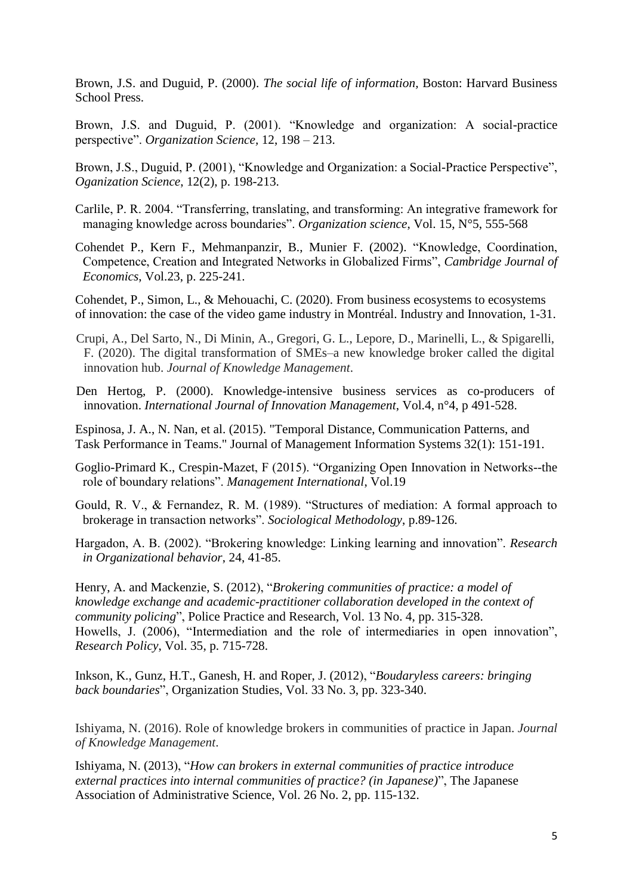Brown, J.S. and Duguid, P. (2000). *The social life of information*, Boston: Harvard Business School Press.

Brown, J.S. and Duguid, P. (2001). "Knowledge and organization: A social-practice perspective". *Organization Science*, 12, 198 – 213.

Brown, J.S., Duguid, P. (2001), "Knowledge and Organization: a Social-Practice Perspective", *Oganization Science*, 12(2), p. 198-213.

Carlile, P. R. 2004. "Transferring, translating, and transforming: An integrative framework for managing knowledge across boundaries". *Organization science*, Vol. 15, N°5, 555-568

Cohendet P., Kern F., Mehmanpanzir, B., Munier F. (2002). "Knowledge, Coordination, Competence, Creation and Integrated Networks in Globalized Firms", *Cambridge Journal of Economics*, Vol.23, p. 225-241.

Cohendet, P., Simon, L., & Mehouachi, C. (2020). From business ecosystems to ecosystems of innovation: the case of the video game industry in Montréal. Industry and Innovation, 1-31.

Crupi, A., Del Sarto, N., Di Minin, A., Gregori, G. L., Lepore, D., Marinelli, L., & Spigarelli, F. (2020). The digital transformation of SMEs–a new knowledge broker called the digital innovation hub. *Journal of Knowledge Management*.

Den Hertog, P. (2000). Knowledge-intensive business services as co-producers of innovation. *International Journal of Innovation Management*, Vol.4, n°4, p 491-528.

Espinosa, J. A., N. Nan, et al. (2015). "Temporal Distance, Communication Patterns, and Task Performance in Teams." Journal of Management Information Systems 32(1): 151-191.

Goglio-Primard K., Crespin-Mazet, F (2015). "Organizing Open Innovation in Networks--the role of boundary relations". *Management International*, Vol.19

Gould, R. V., & Fernandez, R. M. (1989). "Structures of mediation: A formal approach to brokerage in transaction networks". *Sociological Methodology*, p.89-126.

Hargadon, A. B. (2002). "Brokering knowledge: Linking learning and innovation". *Research in Organizational behavior*, 24, 41-85.

Henry, A. and Mackenzie, S. (2012), "*Brokering communities of practice: a model of knowledge exchange and academic-practitioner collaboration developed in the context of community policing*", Police Practice and Research, Vol. 13 No. 4, pp. 315-328.

Howells, J. (2006), "Intermediation and the role of intermediaries in open innovation", *Research Policy*, Vol. 35, p. 715-728.

Inkson, K., Gunz, H.T., Ganesh, H. and Roper, J. (2012), "*Boudaryless careers: bringing back boundaries*", Organization Studies, Vol. 33 No. 3, pp. 323-340.

Ishiyama, N. (2016). Role of knowledge brokers in communities of practice in Japan. *Journal of Knowledge Management*.

Ishiyama, N. (2013), "*How can brokers in external communities of practice introduce external practices into internal communities of practice? (in Japanese)*", The Japanese Association of Administrative Science, Vol. 26 No. 2, pp. 115-132.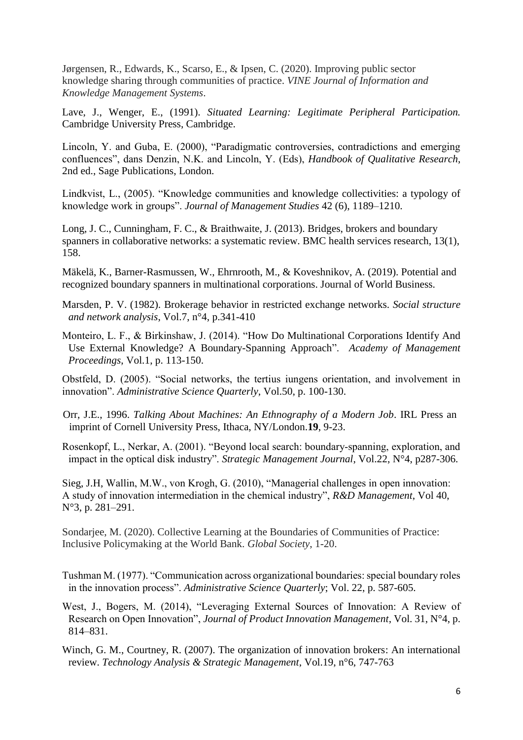Jørgensen, R., Edwards, K., Scarso, E., & Ipsen, C. (2020). Improving public sector knowledge sharing through communities of practice. *VINE Journal of Information and Knowledge Management Systems*.

Lave, J., Wenger, E., (1991). *Situated Learning: Legitimate Peripheral Participation.* Cambridge University Press, Cambridge.

Lincoln, Y. and Guba, E. (2000), "Paradigmatic controversies, contradictions and emerging confluences", dans Denzin, N.K. and Lincoln, Y. (Eds), *Handbook of Qualitative Research*, 2nd ed., Sage Publications, London.

Lindkvist, L., (2005). "Knowledge communities and knowledge collectivities: a typology of knowledge work in groups". *Journal of Management Studies* 42 (6), 1189–1210.

Long, J. C., Cunningham, F. C., & Braithwaite, J. (2013). Bridges, brokers and boundary spanners in collaborative networks: a systematic review. BMC health services research, 13(1), 158.

Mäkelä, K., Barner-Rasmussen, W., Ehrnrooth, M., & Koveshnikov, A. (2019). Potential and recognized boundary spanners in multinational corporations. Journal of World Business.

Marsden, P. V. (1982). Brokerage behavior in restricted exchange networks. *Social structure and network analysis*, Vol.7, n°4, p.341-410

Monteiro, L. F., & Birkinshaw, J. (2014). "How Do Multinational Corporations Identify And Use External Knowledge? A Boundary-Spanning Approach". *Academy of Management Proceedings*, Vol.1, p. 113-150.

Obstfeld, D. (2005). "Social networks, the tertius iungens orientation, and involvement in innovation". *Administrative Science Quarterly*, Vol.50, p. 100-130.

Orr, J.E., 1996. *Talking About Machines: An Ethnography of a Modern Job*. IRL Press an imprint of Cornell University Press, Ithaca, NY/London.**19**, 9-23.

Rosenkopf, L., Nerkar, A. (2001). "Beyond local search: boundary-spanning, exploration, and impact in the optical disk industry". *Strategic Management Journal*, Vol.22, N°4, p287-306.

Sieg, J.H, Wallin, M.W., von Krogh, G. (2010), "Managerial challenges in open innovation: A study of innovation intermediation in the chemical industry", *R&D Management*, Vol 40, N°3, p. 281–291.

Sondarjee, M. (2020). Collective Learning at the Boundaries of Communities of Practice: Inclusive Policymaking at the World Bank. *Global Society*, 1-20.

Tushman M. (1977). "Communication across organizational boundaries: special boundary roles in the innovation process". *Administrative Science Quarterly*; Vol. 22, p. 587-605.

West, J., Bogers, M. (2014), "Leveraging External Sources of Innovation: A Review of Research on Open Innovation", *Journal of Product Innovation Management*, Vol. 31, N°4, p. 814–831.

Winch, G. M., Courtney, R. (2007). The organization of innovation brokers: An international review. *Technology Analysis & Strategic Management*, Vol.19, n°6, 747-763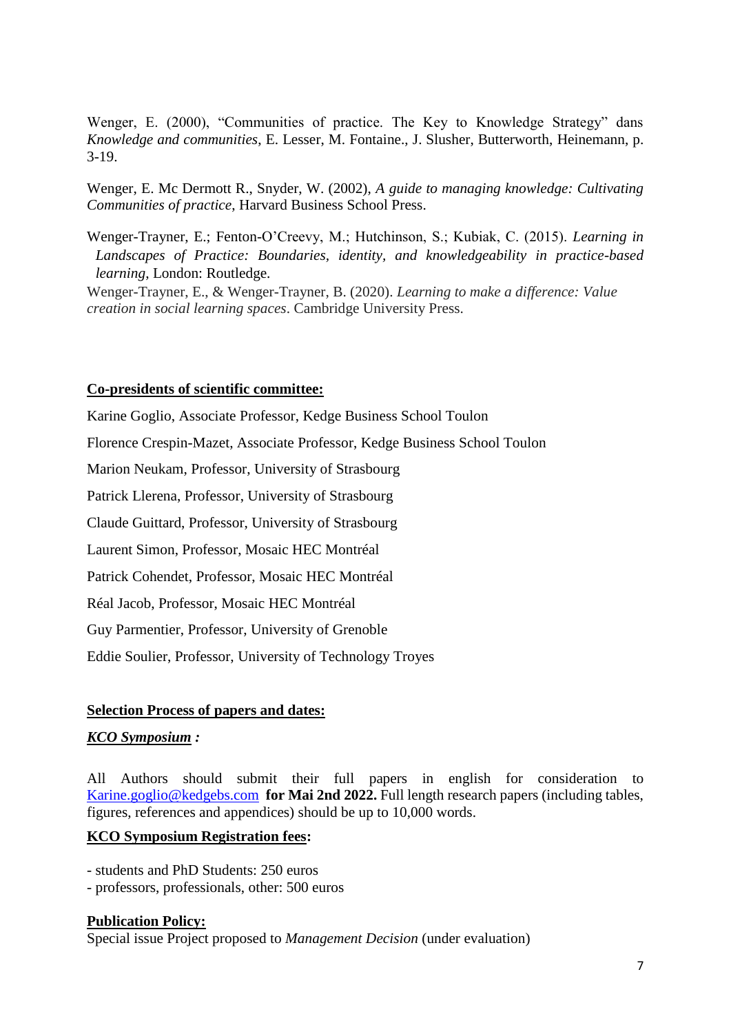Wenger, E. (2000), "Communities of practice. The Key to Knowledge Strategy" dans *Knowledge and communities*, E. Lesser, M. Fontaine., J. Slusher, Butterworth, Heinemann, p. 3-19.

Wenger, E. Mc Dermott R., Snyder, W. (2002), *A guide to managing knowledge: Cultivating Communities of practice*, Harvard Business School Press.

Wenger-Trayner, E.; Fenton-O'Creevy, M.; Hutchinson, S.; Kubiak, C. (2015). *Learning in Landscapes of Practice: Boundaries, identity, and knowledgeability in practice-based learning*, London: Routledge.

Wenger-Trayner, E., & Wenger-Trayner, B. (2020). *Learning to make a difference: Value creation in social learning spaces*. Cambridge University Press.

**Co-presidents of scientific committee:**

Karine Goglio, Associate Professor, Kedge Business School Toulon

Florence Crespin-Mazet, Associate Professor, Kedge Business School Toulon

Marion Neukam, Professor, University of Strasbourg

Patrick Llerena, Professor, University of Strasbourg

Claude Guittard, Professor, University of Strasbourg

Laurent Simon, Professor, Mosaic HEC Montréal

Patrick Cohendet, Professor, Mosaic HEC Montréal

Réal Jacob, Professor, Mosaic HEC Montréal

Guy Parmentier, Professor, University of Grenoble

Eddie Soulier, Professor, University of Technology Troyes

**Selection Process of papers and dates:**

***KCO Symposium*** **:**

All Authors should submit their full papers in english for consideration to Karine.goglio@kedgebs.com **for Mai 2nd 2022.** Full length research papers (including tables, figures, references and appendices) should be up to 10,000 words.

**KCO Symposium Registration fees:**

- students and PhD Students: 250 euros
- professors, professionals, other: 500 euros

**Publication Policy:**

Special issue Project proposed to *Management Decision* (under evaluation)